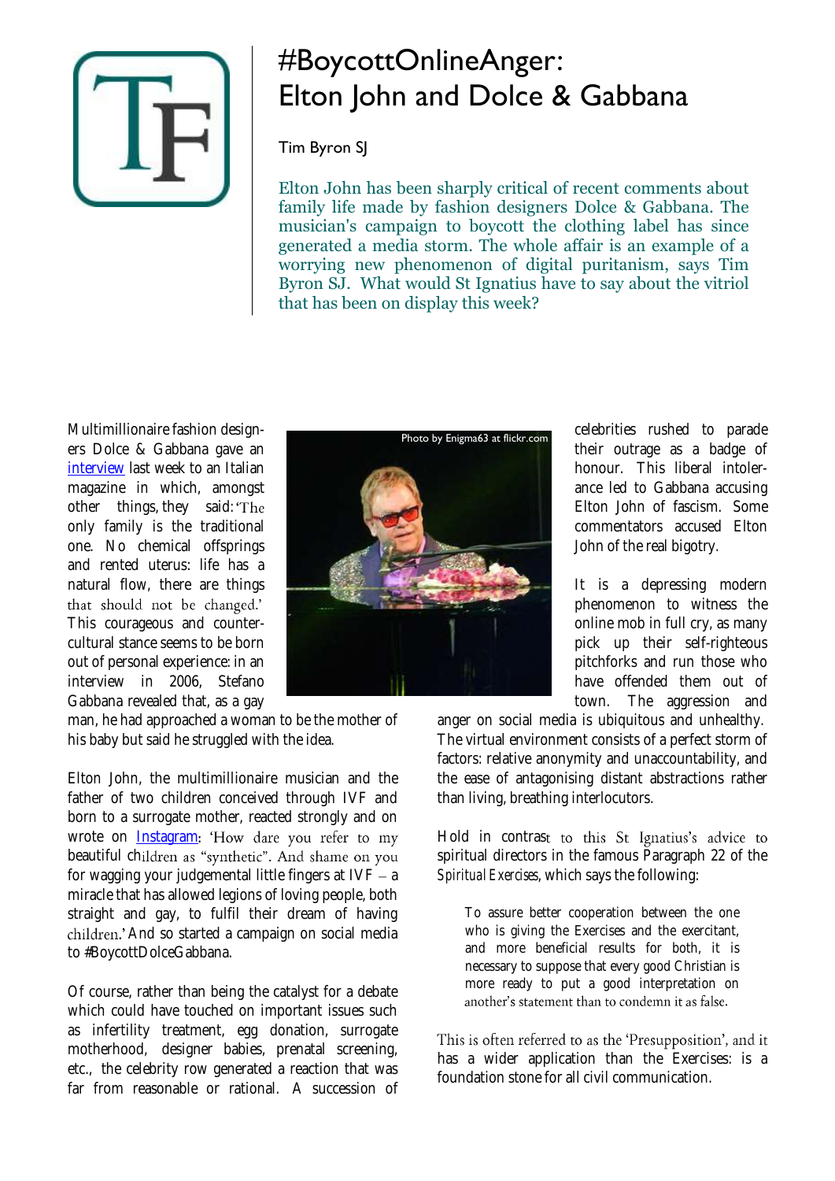# #BoycottOnlineAnger: Elton John and Dolce & Gabbana

Tim Byron SJ

Elton John has been sharply critical of recent comments about family life made by fashion designers Dolce & Gabbana. The musician's campaign to boycott the clothing label has since generated a media storm. The whole affair is an example of a worrying new phenomenon of digital puritanism, says Tim Byron SJ. What would St Ignatius have to say about the vitriol that has been on display this week?

Photo by Enigma63 at flickr.com

Multimillionaire fashion designers Dolce & Gabbana gave an [interview](interview) last week to an Italian magazine in which, amongst other things, they said: 'The only family is the traditional one. No chemical offsprings and rented uterus: life has a natural flow, there are things that should not be changed.' This courageous and countercultural stance seems to be born out of personal experience: in an interview in 2006, Stefano Gabbana revealed that, as a gay man, he had approached a woman to be the mother of his baby but said he struggled with the idea.

Elton John, the multimillionaire musician and the father of two children conceived through IVF and born to a surrogate mother, reacted strongly and on wrote on [Instagram](Instagram): 'How dare you refer to my beautiful children as "synthetic". And shame on you for wagging your judgemental little fingers at IVF – a miracle that has allowed legions of loving people, both straight and gay, to fulfil their dream of having children.' And so started a campaign on social media to #BoycottDolceGabbana.

Of course, rather than being the catalyst for a debate which could have touched on important issues such as infertility treatment, egg donation, surrogate motherhood, designer babies, prenatal screening, etc., the celebrity row generated a reaction that was far from reasonable or rational. A succession of celebrities rushed to parade their outrage as a badge of honour. This liberal intolerance led to Gabbana accusing Elton John of fascism. Some commentators accused Elton John of the real bigotry.

It is a depressing modern phenomenon to witness the online mob in full cry, as many pick up their self-righteous pitchforks and run those who have offended them out of town. The aggression and anger on social media is ubiquitous and unhealthy. The virtual environment consists of a perfect storm of factors: relative anonymity and unaccountability, and the ease of antagonising distant abstractions rather than living, breathing interlocutors.

Hold in contrast to this St Ignatius's advice to spiritual directors in the famous Paragraph 22 of the *Spiritual Exercises*, which says the following:

> To assure better cooperation between the one who is giving the Exercises and the exercitant, and more beneficial results for both, it is necessary to suppose that every good Christian is more ready to put a good interpretation on another's statement than to condemn it as false.

This is often referred to as the 'Presupposition', and it has a wider application than the Exercises: is a foundation stone for all civil communication.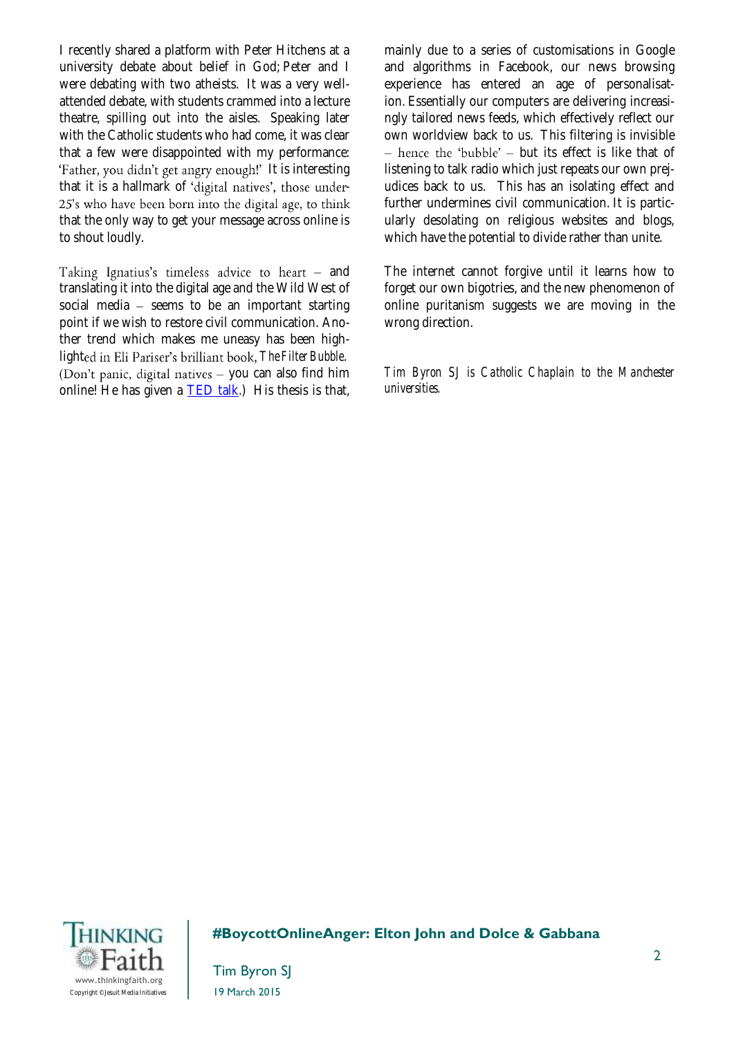I recently shared a platform with Peter Hitchens at a university debate about belief in God; Peter and I were debating with two atheists. It was a very well-attended debate, with students crammed into a lecture theatre, spilling out into the aisles. Speaking later with the Catholic students who had come, it was clear that a few were disappointed with my performance: 'Father, you didn't get angry enough!' It is interesting that it is a hallmark of 'digital natives', those under-25's who have been born into the digital age, to think that the only way to get your message across online is to shout loudly.

Taking Ignatius's timeless advice to heart – and translating it into the digital age and the Wild West of social media – seems to be an important starting point if we wish to restore civil communication. Another trend which makes me uneasy has been highlighted in Eli Pariser's brilliant book, *The Filter Bubble*. (Don't panic, digital natives – you can also find him online! He has given a TED talk.) His thesis is that, mainly due to a series of customisations in Google and algorithms in Facebook, our news browsing experience has entered an age of personalisation. Essentially our computers are delivering increasingly tailored news feeds, which effectively reflect our own worldview back to us. This filtering is invisible – hence the 'bubble' – but its effect is like that of listening to talk radio which just repeats our own prejudices back to us. This has an isolating effect and further undermines civil communication. It is particularly desolating on religious websites and blogs, which have the potential to divide rather than unite.

The internet cannot forgive until it learns how to forget our own bigotries, and the new phenomenon of online puritanism suggests we are moving in the wrong direction.

*Tim Byron SJ is Catholic Chaplain to the Manchester universities.*